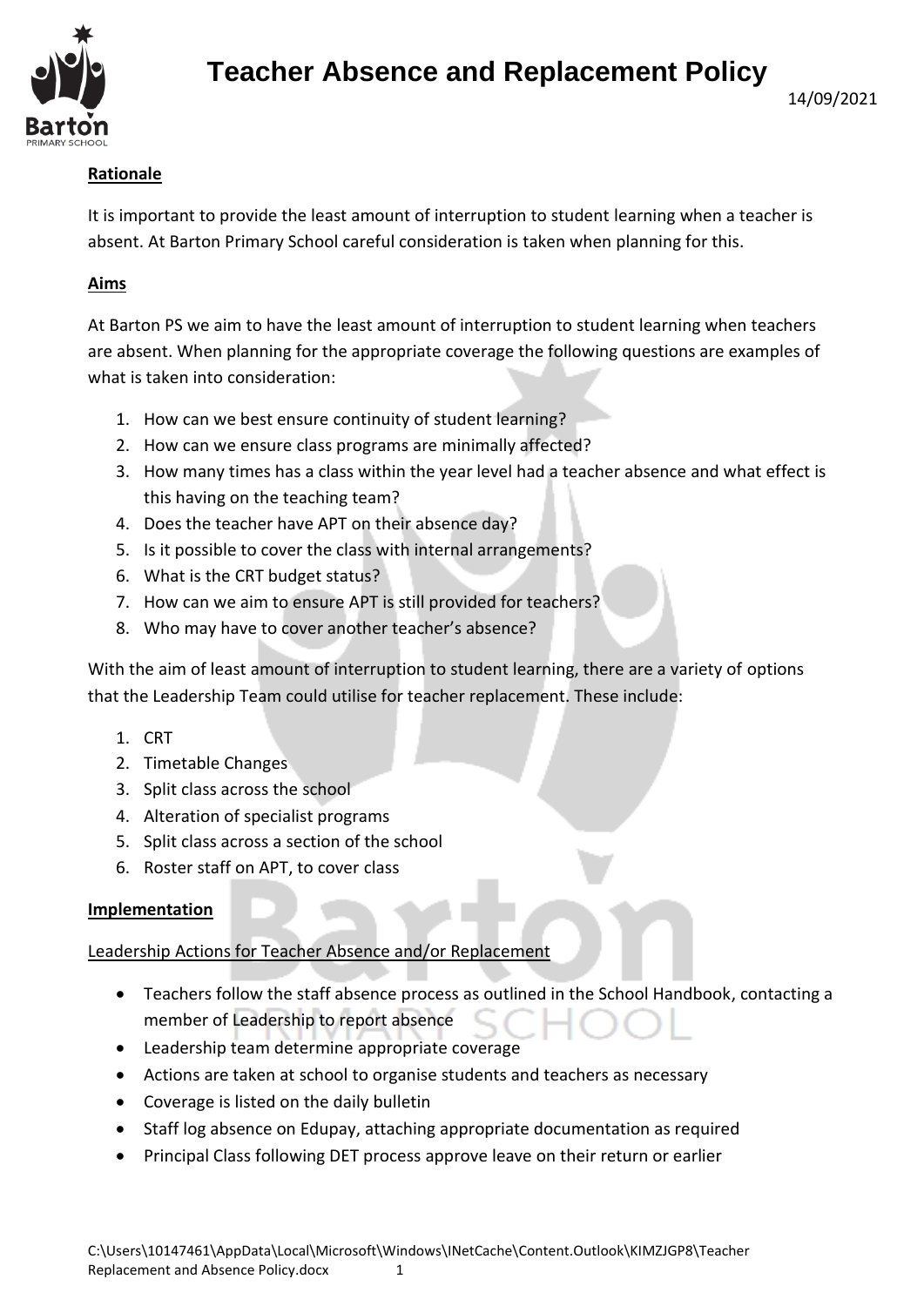# Teacher Absence and Replacement Policy

14/09/2021

**Rationale**

It is important to provide the least amount of interruption to student learning when a teacher is absent. At Barton Primary School careful consideration is taken when planning for this.

**Aims**

At Barton PS we aim to have the least amount of interruption to student learning when teachers are absent. When planning for the appropriate coverage the following questions are examples of what is taken into consideration:

1. How can we best ensure continuity of student learning?
2. How can we ensure class programs are minimally affected?
3. How many times has a class within the year level had a teacher absence and what effect is this having on the teaching team?
4. Does the teacher have APT on their absence day?
5. Is it possible to cover the class with internal arrangements?
6. What is the CRT budget status?
7. How can we aim to ensure APT is still provided for teachers?
8. Who may have to cover another teacher's absence?

With the aim of least amount of interruption to student learning, there are a variety of options that the Leadership Team could utilise for teacher replacement. These include:

1. CRT
2. Timetable Changes
3. Split class across the school
4. Alteration of specialist programs
5. Split class across a section of the school
6. Roster staff on APT, to cover class

**Implementation**

Leadership Actions for Teacher Absence and/or Replacement

- Teachers follow the staff absence process as outlined in the School Handbook, contacting a member of Leadership to report absence
- Leadership team determine appropriate coverage
- Actions are taken at school to organise students and teachers as necessary
- Coverage is listed on the daily bulletin
- Staff log absence on Edupay, attaching appropriate documentation as required
- Principal Class following DET process approve leave on their return or earlier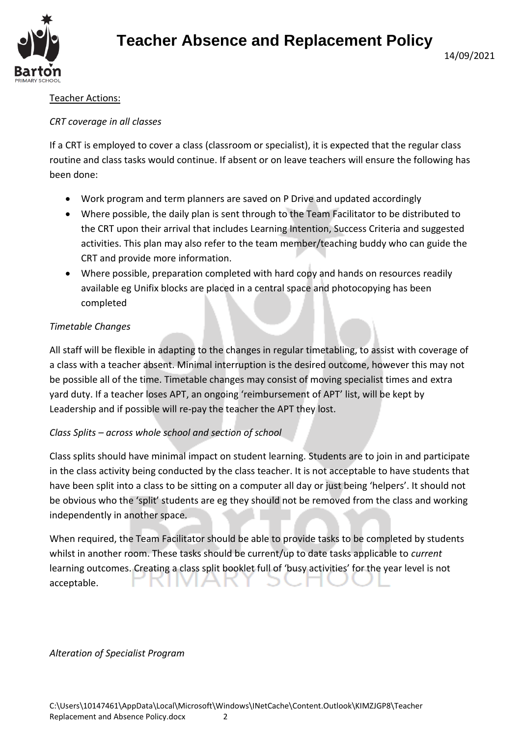Teacher Actions:

*CRT coverage in all classes*

If a CRT is employed to cover a class (classroom or specialist), it is expected that the regular class routine and class tasks would continue. If absent or on leave teachers will ensure the following has been done:

- Work program and term planners are saved on P Drive and updated accordingly
- Where possible, the daily plan is sent through to the Team Facilitator to be distributed to the CRT upon their arrival that includes Learning Intention, Success Criteria and suggested activities. This plan may also refer to the team member/teaching buddy who can guide the CRT and provide more information.
- Where possible, preparation completed with hard copy and hands on resources readily available eg Unifix blocks are placed in a central space and photocopying has been completed

*Timetable Changes*

All staff will be flexible in adapting to the changes in regular timetabling, to assist with coverage of a class with a teacher absent. Minimal interruption is the desired outcome, however this may not be possible all of the time. Timetable changes may consist of moving specialist times and extra yard duty. If a teacher loses APT, an ongoing 'reimbursement of APT' list, will be kept by Leadership and if possible will re-pay the teacher the APT they lost.

*Class Splits – across whole school and section of school*

Class splits should have minimal impact on student learning. Students are to join in and participate in the class activity being conducted by the class teacher. It is not acceptable to have students that have been split into a class to be sitting on a computer all day or just being 'helpers'. It should not be obvious who the 'split' students are eg they should not be removed from the class and working independently in another space.

When required, the Team Facilitator should be able to provide tasks to be completed by students whilst in another room. These tasks should be current/up to date tasks applicable to *current* learning outcomes. Creating a class split booklet full of 'busy activities' for the year level is not acceptable.

*Alteration of Specialist Program*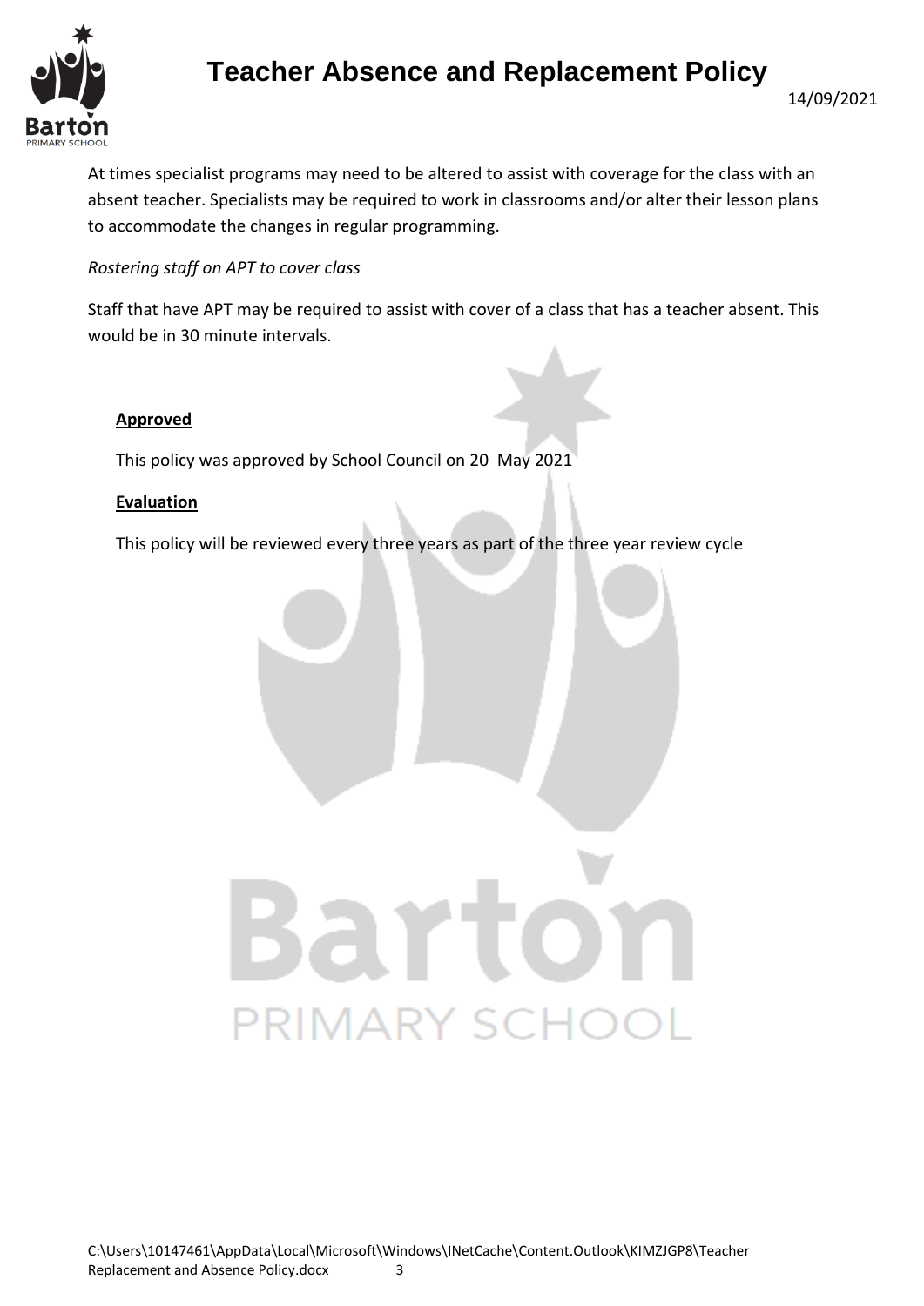At times specialist programs may need to be altered to assist with coverage for the class with an absent teacher. Specialists may be required to work in classrooms and/or alter their lesson plans to accommodate the changes in regular programming.

*Rostering staff on APT to cover class*

Staff that have APT may be required to assist with cover of a class that has a teacher absent. This would be in 30 minute intervals.

**Approved**

This policy was approved by School Council on 20 May 2021

**Evaluation**

This policy will be reviewed every three years as part of the three year review cycle